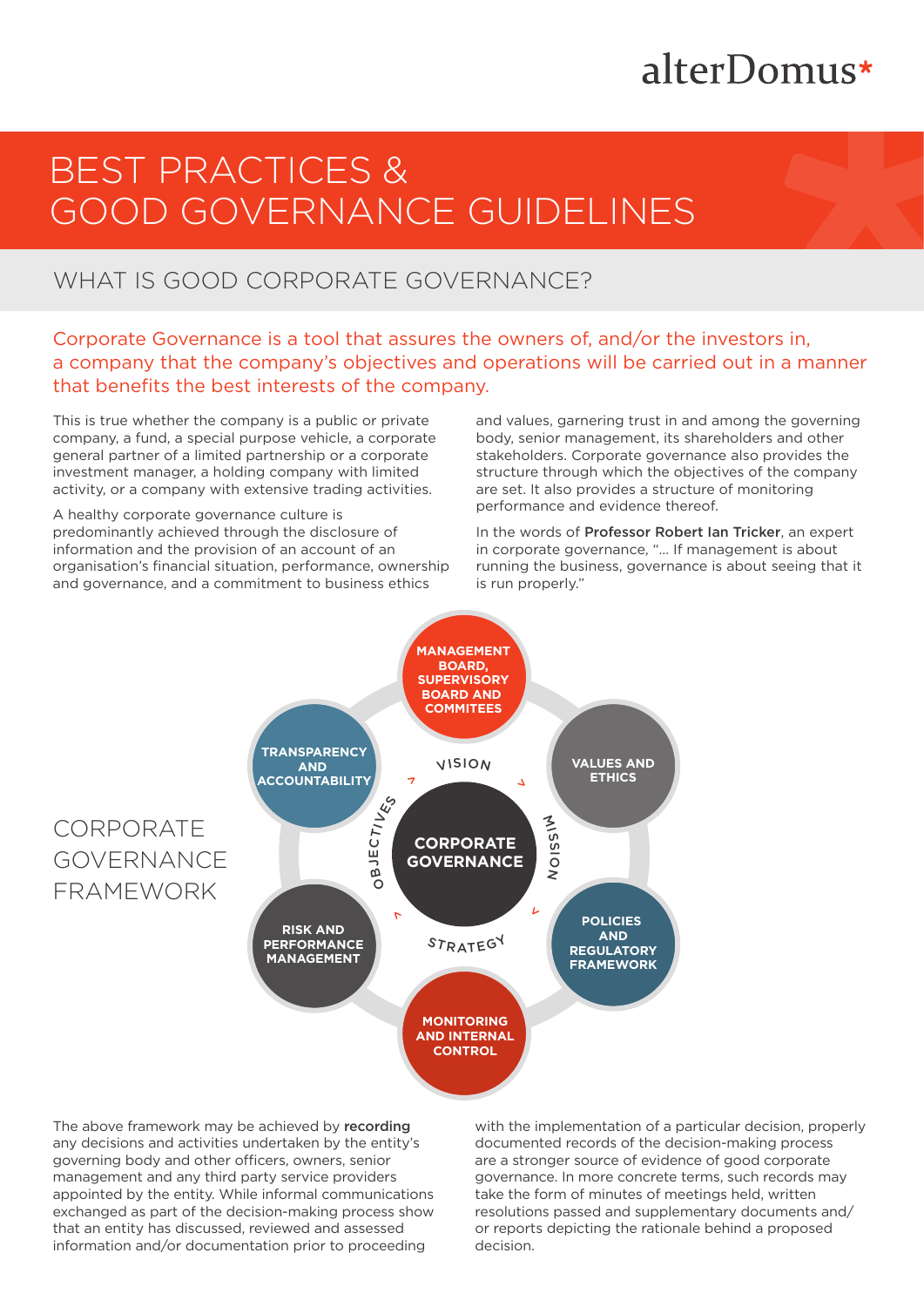# BEST PRACTICES & GOOD GOVERNANCE GUIDELINES

## WHAT IS GOOD CORPORATE GOVERNANCE?

Corporate Governance is a tool that assures the owners of, and/or the investors in, a company that the company's objectives and operations will be carried out in a manner that benefits the best interests of the company.

This is true whether the company is a public or private company, a fund, a special purpose vehicle, a corporate general partner of a limited partnership or a corporate investment manager, a holding company with limited activity, or a company with extensive trading activities.

A healthy corporate governance culture is predominantly achieved through the disclosure of information and the provision of an account of an organisation's financial situation, performance, ownership and governance, and a commitment to business ethics and values, garnering trust in and among the governing body, senior management, its shareholders and other stakeholders. Corporate governance also provides the structure through which the objectives of the company are set. It also provides a structure of monitoring performance and evidence thereof.

In the words of **Professor Robert Ian Tricker**, an expert in corporate governance, "... If management is about running the business, governance is about seeing that it is run properly."

## CORPORATE GOVERNANCE FRAMEWORK

**CORPORATE GOVERNANCE** (centre), surrounded by: VISION, MISSION, STRATEGY, OBJECTIVES

- MANAGEMENT BOARD, SUPERVISORY BOARD AND COMMITEES
- VALUES AND ETHICS
- POLICIES AND REGULATORY FRAMEWORK
- MONITORING AND INTERNAL CONTROL
- RISK AND PERFORMANCE MANAGEMENT
- TRANSPARENCY AND ACCOUNTABILITY

The above framework may be achieved by **recording** any decisions and activities undertaken by the entity's governing body and other officers, owners, senior management and any third party service providers appointed by the entity. While informal communications exchanged as part of the decision-making process show that an entity has discussed, reviewed and assessed information and/or documentation prior to proceeding with the implementation of a particular decision, properly documented records of the decision-making process are a stronger source of evidence of good corporate governance. In more concrete terms, such records may take the form of minutes of meetings held, written resolutions passed and supplementary documents and/or reports depicting the rationale behind a proposed decision.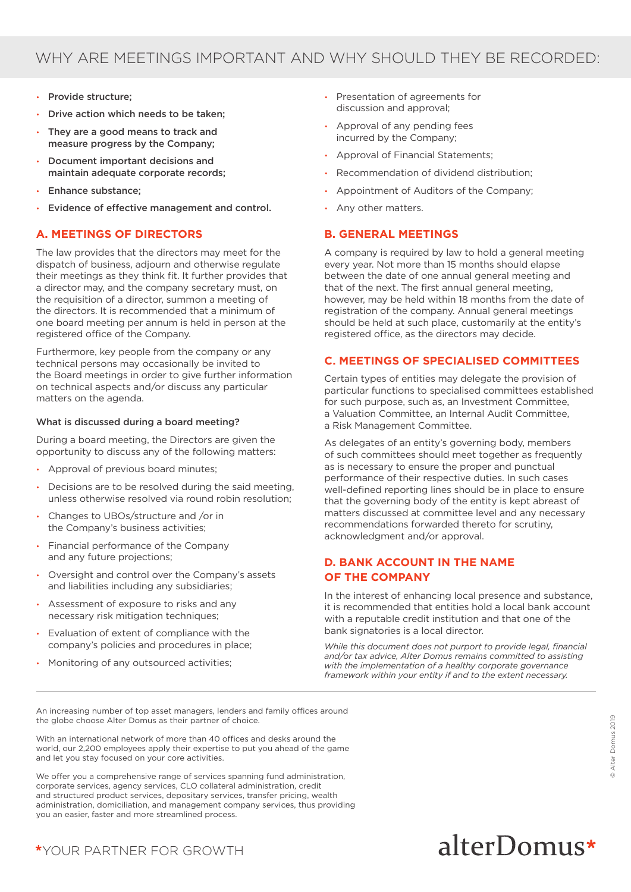## WHY ARE MEETINGS IMPORTANT AND WHY SHOULD THEY BE RECORDED:

- **Provide structure;**
- **Drive action which needs to be taken;**
- **They are a good means to track and measure progress by the Company;**
- **Document important decisions and maintain adequate corporate records;**
- **Enhance substance;**
- **Evidence of effective management and control.**

### A. MEETINGS OF DIRECTORS

The law provides that the directors may meet for the dispatch of business, adjourn and otherwise regulate their meetings as they think fit. It further provides that a director may, and the company secretary must, on the requisition of a director, summon a meeting of the directors. It is recommended that a minimum of one board meeting per annum is held in person at the registered office of the Company.

Furthermore, key people from the company or any technical persons may occasionally be invited to the Board meetings in order to give further information on technical aspects and/or discuss any particular matters on the agenda.

**What is discussed during a board meeting?**

During a board meeting, the Directors are given the opportunity to discuss any of the following matters:

- Approval of previous board minutes;
- Decisions are to be resolved during the said meeting, unless otherwise resolved via round robin resolution;
- Changes to UBOs/structure and /or in the Company's business activities;
- Financial performance of the Company and any future projections;
- Oversight and control over the Company's assets and liabilities including any subsidiaries;
- Assessment of exposure to risks and any necessary risk mitigation techniques;
- Evaluation of extent of compliance with the company's policies and procedures in place;
- Monitoring of any outsourced activities;
- Presentation of agreements for discussion and approval;
- Approval of any pending fees incurred by the Company;
- Approval of Financial Statements;
- Recommendation of dividend distribution;
- Appointment of Auditors of the Company;
- Any other matters.

### B. GENERAL MEETINGS

A company is required by law to hold a general meeting every year. Not more than 15 months should elapse between the date of one annual general meeting and that of the next. The first annual general meeting, however, may be held within 18 months from the date of registration of the company. Annual general meetings should be held at such place, customarily at the entity's registered office, as the directors may decide.

### C. MEETINGS OF SPECIALISED COMMITTEES

Certain types of entities may delegate the provision of particular functions to specialised committees established for such purpose, such as, an Investment Committee, a Valuation Committee, an Internal Audit Committee, a Risk Management Committee.

As delegates of an entity's governing body, members of such committees should meet together as frequently as is necessary to ensure the proper and punctual performance of their respective duties. In such cases well-defined reporting lines should be in place to ensure that the governing body of the entity is kept abreast of matters discussed at committee level and any necessary recommendations forwarded thereto for scrutiny, acknowledgment and/or approval.

### D. BANK ACCOUNT IN THE NAME OF THE COMPANY

In the interest of enhancing local presence and substance, it is recommended that entities hold a local bank account with a reputable credit institution and that one of the bank signatories is a local director.

*While this document does not purport to provide legal, financial and/or tax advice, Alter Domus remains committed to assisting with the implementation of a healthy corporate governance framework within your entity if and to the extent necessary.*

---

An increasing number of top asset managers, lenders and family offices around the globe choose Alter Domus as their partner of choice.

With an international network of more than 40 offices and desks around the world, our 2,200 employees apply their expertise to put you ahead of the game and let you stay focused on your core activities.

We offer you a comprehensive range of services spanning fund administration, corporate services, agency services, CLO collateral administration, credit and structured product services, depositary services, transfer pricing, wealth administration, domiciliation, and management company services, thus providing you an easier, faster and more streamlined process.

*YOUR PARTNER FOR GROWTH

alterDomus*

© Alter Domus 2019